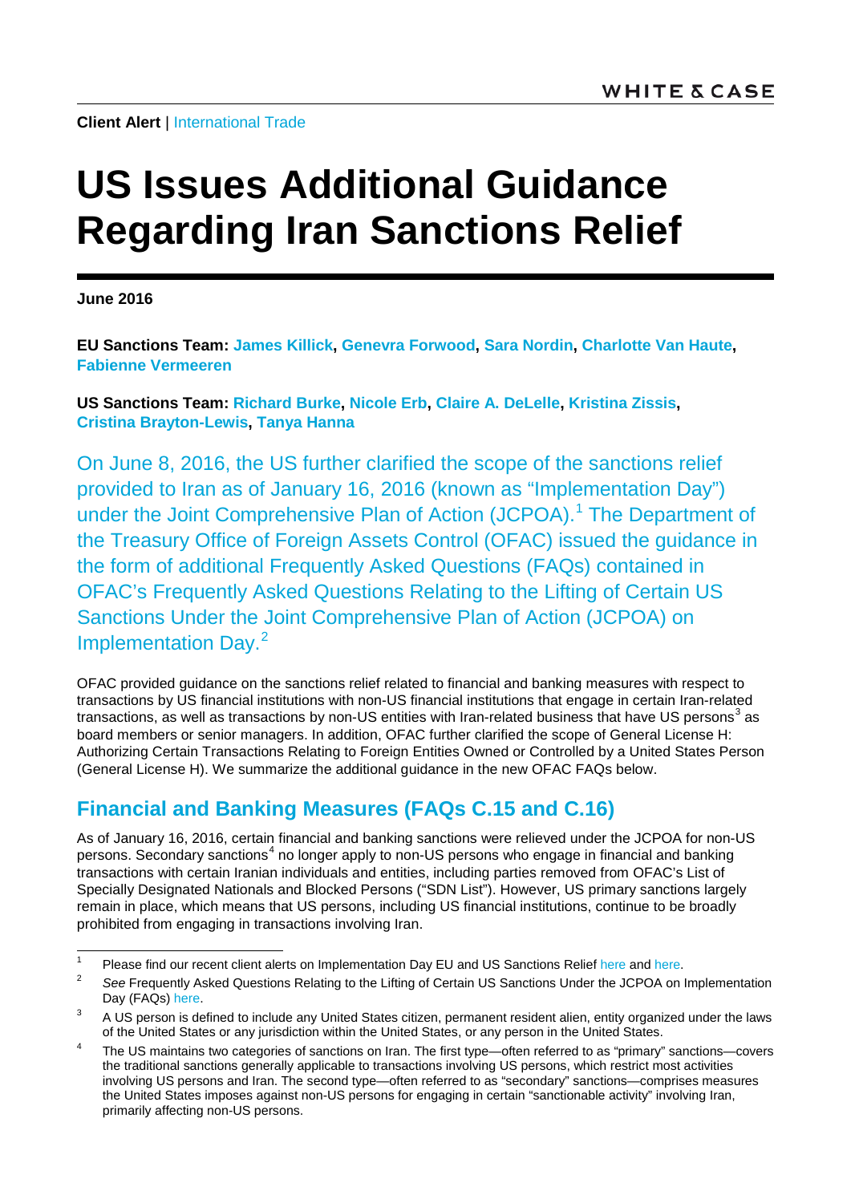WHITE & CASE

**Client Alert** | International Trade

# US Issues Additional Guidance Regarding Iran Sanctions Relief

**June 2016**

**EU Sanctions Team: James Killick, Genevra Forwood, Sara Nordin, Charlotte Van Haute, Fabienne Vermeeren**

**US Sanctions Team: Richard Burke, Nicole Erb, Claire A. DeLelle, Kristina Zissis, Cristina Brayton-Lewis, Tanya Hanna**

On June 8, 2016, the US further clarified the scope of the sanctions relief provided to Iran as of January 16, 2016 (known as "Implementation Day") under the Joint Comprehensive Plan of Action (JCPOA).[1] The Department of the Treasury Office of Foreign Assets Control (OFAC) issued the guidance in the form of additional Frequently Asked Questions (FAQs) contained in OFAC's Frequently Asked Questions Relating to the Lifting of Certain US Sanctions Under the Joint Comprehensive Plan of Action (JCPOA) on Implementation Day.[2]

OFAC provided guidance on the sanctions relief related to financial and banking measures with respect to transactions by US financial institutions with non-US financial institutions that engage in certain Iran-related transactions, as well as transactions by non-US entities with Iran-related business that have US persons[3] as board members or senior managers. In addition, OFAC further clarified the scope of General License H: Authorizing Certain Transactions Relating to Foreign Entities Owned or Controlled by a United States Person (General License H). We summarize the additional guidance in the new OFAC FAQs below.

## Financial and Banking Measures (FAQs C.15 and C.16)

As of January 16, 2016, certain financial and banking sanctions were relieved under the JCPOA for non-US persons. Secondary sanctions[4] no longer apply to non-US persons who engage in financial and banking transactions with certain Iranian individuals and entities, including parties removed from OFAC's List of Specially Designated Nationals and Blocked Persons ("SDN List"). However, US primary sanctions largely remain in place, which means that US persons, including US financial institutions, continue to be broadly prohibited from engaging in transactions involving Iran.

---

[1] Please find our recent client alerts on Implementation Day EU and US Sanctions Relief here and here.

[2] *See* Frequently Asked Questions Relating to the Lifting of Certain US Sanctions Under the JCPOA on Implementation Day (FAQs) here.

[3] A US person is defined to include any United States citizen, permanent resident alien, entity organized under the laws of the United States or any jurisdiction within the United States, or any person in the United States.

[4] The US maintains two categories of sanctions on Iran. The first type—often referred to as "primary" sanctions—covers the traditional sanctions generally applicable to transactions involving US persons, which restrict most activities involving US persons and Iran. The second type—often referred to as "secondary" sanctions—comprises measures the United States imposes against non-US persons for engaging in certain "sanctionable activity" involving Iran, primarily affecting non-US persons.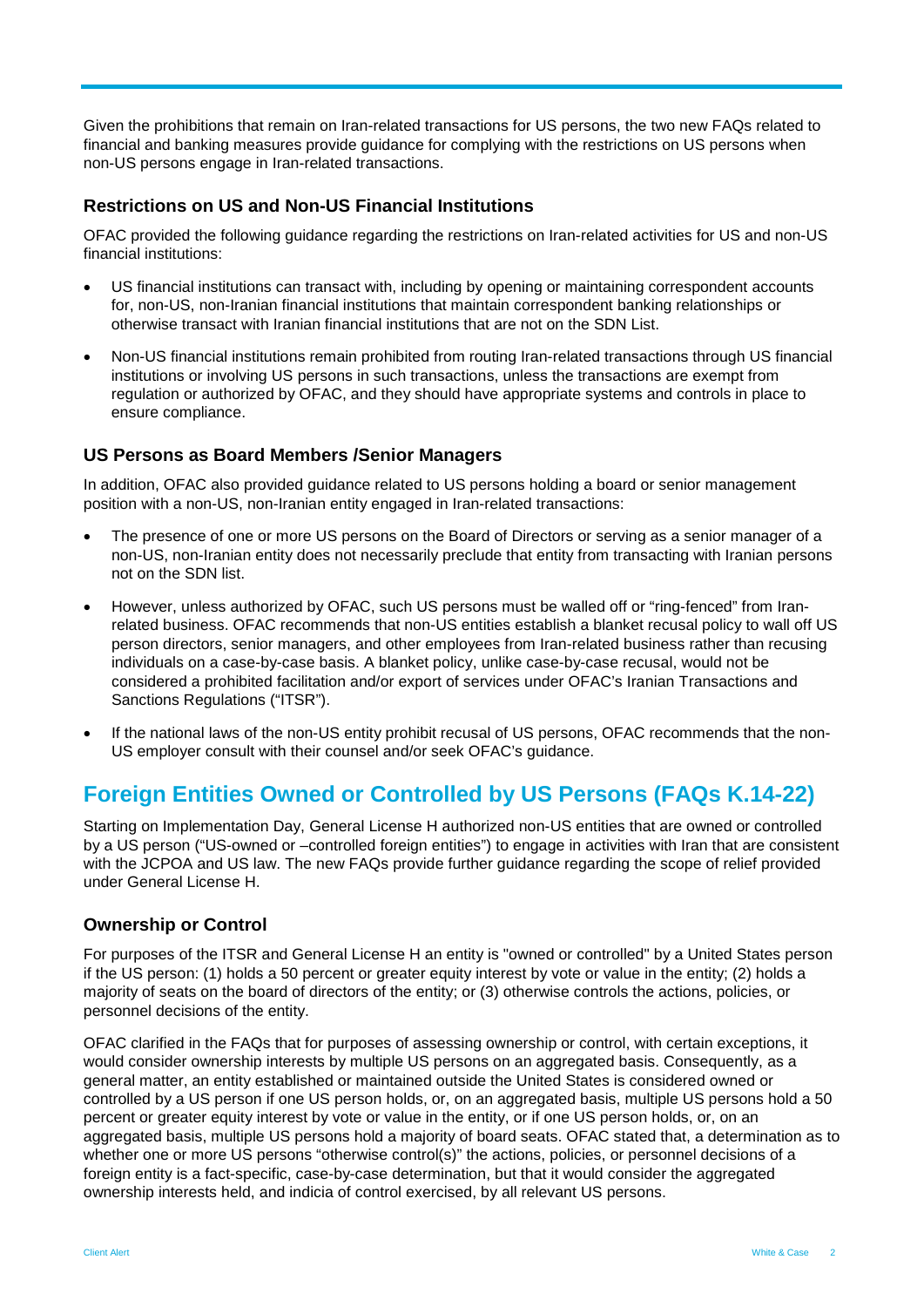Given the prohibitions that remain on Iran-related transactions for US persons, the two new FAQs related to financial and banking measures provide guidance for complying with the restrictions on US persons when non-US persons engage in Iran-related transactions.

### Restrictions on US and Non-US Financial Institutions

OFAC provided the following guidance regarding the restrictions on Iran-related activities for US and non-US financial institutions:

- US financial institutions can transact with, including by opening or maintaining correspondent accounts for, non-US, non-Iranian financial institutions that maintain correspondent banking relationships or otherwise transact with Iranian financial institutions that are not on the SDN List.
- Non-US financial institutions remain prohibited from routing Iran-related transactions through US financial institutions or involving US persons in such transactions, unless the transactions are exempt from regulation or authorized by OFAC, and they should have appropriate systems and controls in place to ensure compliance.

### US Persons as Board Members /Senior Managers

In addition, OFAC also provided guidance related to US persons holding a board or senior management position with a non-US, non-Iranian entity engaged in Iran-related transactions:

- The presence of one or more US persons on the Board of Directors or serving as a senior manager of a non-US, non-Iranian entity does not necessarily preclude that entity from transacting with Iranian persons not on the SDN list.
- However, unless authorized by OFAC, such US persons must be walled off or "ring-fenced" from Iran-related business. OFAC recommends that non-US entities establish a blanket recusal policy to wall off US person directors, senior managers, and other employees from Iran-related business rather than recusing individuals on a case-by-case basis. A blanket policy, unlike case-by-case recusal, would not be considered a prohibited facilitation and/or export of services under OFAC's Iranian Transactions and Sanctions Regulations ("ITSR").
- If the national laws of the non-US entity prohibit recusal of US persons, OFAC recommends that the non-US employer consult with their counsel and/or seek OFAC's guidance.

## Foreign Entities Owned or Controlled by US Persons (FAQs K.14-22)

Starting on Implementation Day, General License H authorized non-US entities that are owned or controlled by a US person ("US-owned or –controlled foreign entities") to engage in activities with Iran that are consistent with the JCPOA and US law. The new FAQs provide further guidance regarding the scope of relief provided under General License H.

### Ownership or Control

For purposes of the ITSR and General License H an entity is "owned or controlled" by a United States person if the US person: (1) holds a 50 percent or greater equity interest by vote or value in the entity; (2) holds a majority of seats on the board of directors of the entity; or (3) otherwise controls the actions, policies, or personnel decisions of the entity.

OFAC clarified in the FAQs that for purposes of assessing ownership or control, with certain exceptions, it would consider ownership interests by multiple US persons on an aggregated basis. Consequently, as a general matter, an entity established or maintained outside the United States is considered owned or controlled by a US person if one US person holds, or, on an aggregated basis, multiple US persons hold a 50 percent or greater equity interest by vote or value in the entity, or if one US person holds, or, on an aggregated basis, multiple US persons hold a majority of board seats. OFAC stated that, a determination as to whether one or more US persons "otherwise control(s)" the actions, policies, or personnel decisions of a foreign entity is a fact-specific, case-by-case determination, but that it would consider the aggregated ownership interests held, and indicia of control exercised, by all relevant US persons.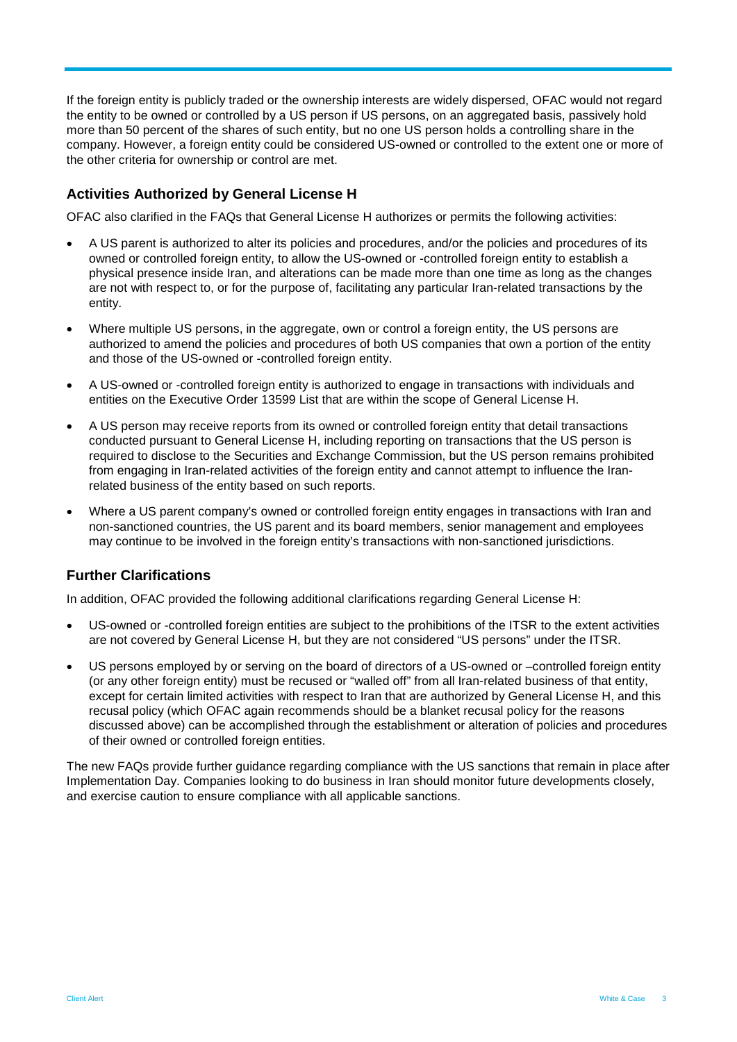If the foreign entity is publicly traded or the ownership interests are widely dispersed, OFAC would not regard the entity to be owned or controlled by a US person if US persons, on an aggregated basis, passively hold more than 50 percent of the shares of such entity, but no one US person holds a controlling share in the company. However, a foreign entity could be considered US-owned or controlled to the extent one or more of the other criteria for ownership or control are met.

### Activities Authorized by General License H

OFAC also clarified in the FAQs that General License H authorizes or permits the following activities:

- A US parent is authorized to alter its policies and procedures, and/or the policies and procedures of its owned or controlled foreign entity, to allow the US-owned or -controlled foreign entity to establish a physical presence inside Iran, and alterations can be made more than one time as long as the changes are not with respect to, or for the purpose of, facilitating any particular Iran-related transactions by the entity.
- Where multiple US persons, in the aggregate, own or control a foreign entity, the US persons are authorized to amend the policies and procedures of both US companies that own a portion of the entity and those of the US-owned or -controlled foreign entity.
- A US-owned or -controlled foreign entity is authorized to engage in transactions with individuals and entities on the Executive Order 13599 List that are within the scope of General License H.
- A US person may receive reports from its owned or controlled foreign entity that detail transactions conducted pursuant to General License H, including reporting on transactions that the US person is required to disclose to the Securities and Exchange Commission, but the US person remains prohibited from engaging in Iran-related activities of the foreign entity and cannot attempt to influence the Iran-related business of the entity based on such reports.
- Where a US parent company's owned or controlled foreign entity engages in transactions with Iran and non-sanctioned countries, the US parent and its board members, senior management and employees may continue to be involved in the foreign entity's transactions with non-sanctioned jurisdictions.

### Further Clarifications

In addition, OFAC provided the following additional clarifications regarding General License H:

- US-owned or -controlled foreign entities are subject to the prohibitions of the ITSR to the extent activities are not covered by General License H, but they are not considered "US persons" under the ITSR.
- US persons employed by or serving on the board of directors of a US-owned or –controlled foreign entity (or any other foreign entity) must be recused or "walled off" from all Iran-related business of that entity, except for certain limited activities with respect to Iran that are authorized by General License H, and this recusal policy (which OFAC again recommends should be a blanket recusal policy for the reasons discussed above) can be accomplished through the establishment or alteration of policies and procedures of their owned or controlled foreign entities.

The new FAQs provide further guidance regarding compliance with the US sanctions that remain in place after Implementation Day. Companies looking to do business in Iran should monitor future developments closely, and exercise caution to ensure compliance with all applicable sanctions.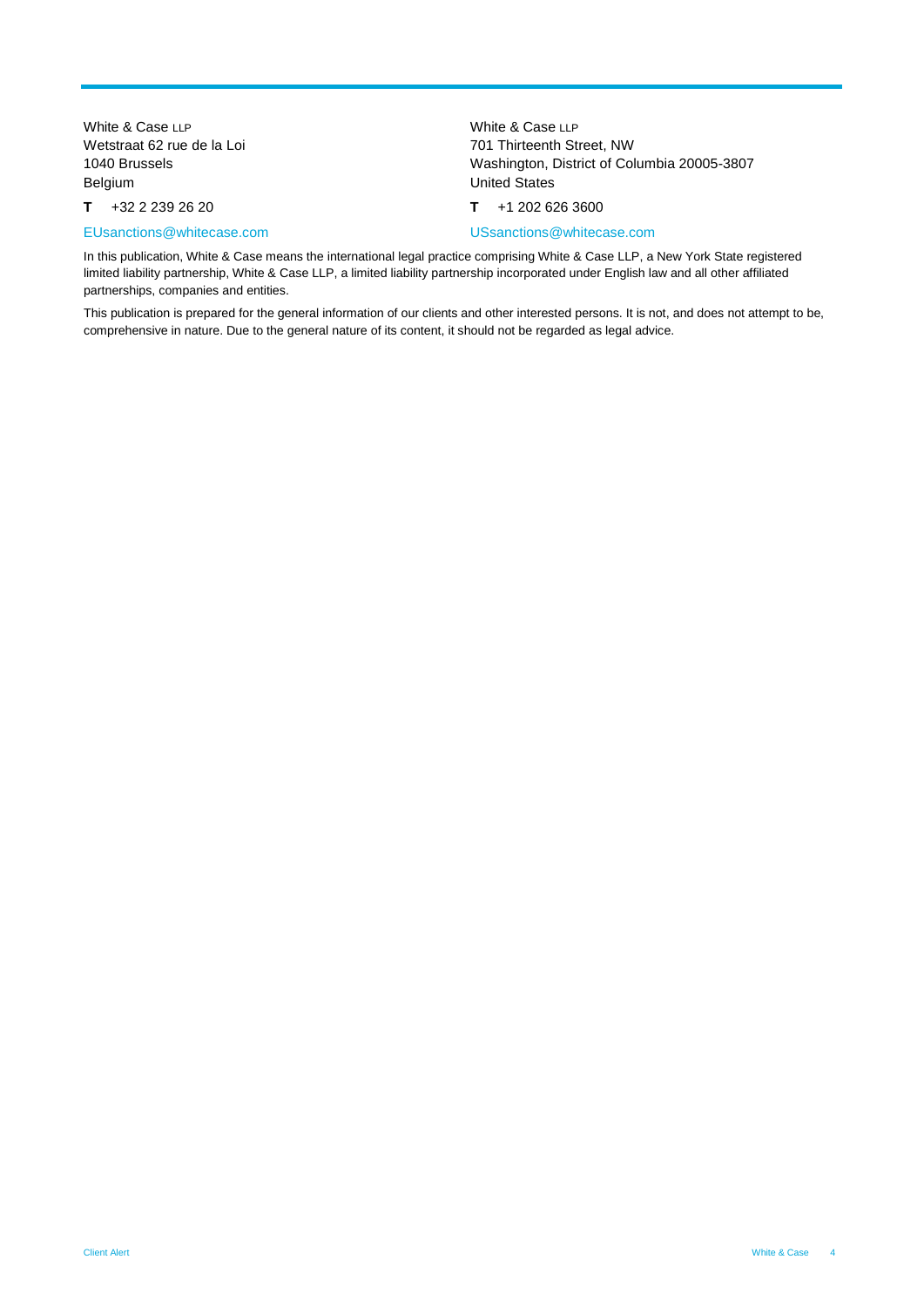White & Case LLP
Wetstraat 62 rue de la Loi
1040 Brussels
Belgium

**T** +32 2 239 26 20

EUsanctions@whitecase.com

White & Case LLP
701 Thirteenth Street, NW
Washington, District of Columbia 20005-3807
United States

**T** +1 202 626 3600

USsanctions@whitecase.com

In this publication, White & Case means the international legal practice comprising White & Case LLP, a New York State registered limited liability partnership, White & Case LLP, a limited liability partnership incorporated under English law and all other affiliated partnerships, companies and entities.

This publication is prepared for the general information of our clients and other interested persons. It is not, and does not attempt to be, comprehensive in nature. Due to the general nature of its content, it should not be regarded as legal advice.